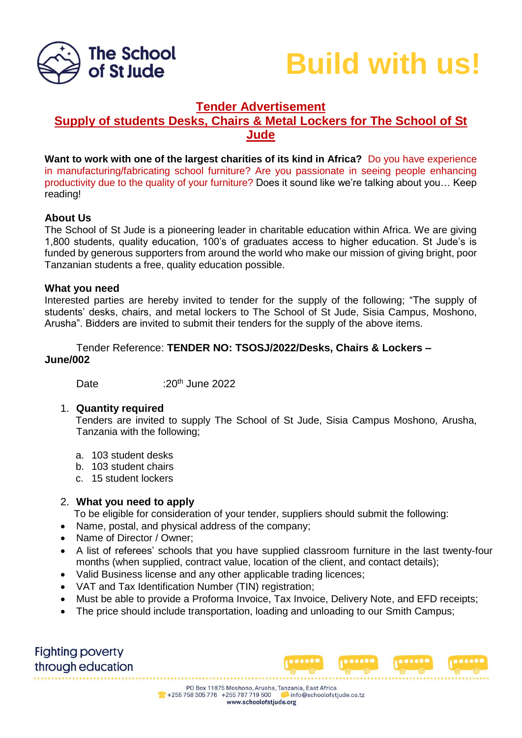The School of St Jude

# Build with us!

## Tender Advertisement

## Supply of students Desks, Chairs & Metal Lockers for The School of St Jude

**Want to work with one of the largest charities of its kind in Africa?** Do you have experience in manufacturing/fabricating school furniture? Are you passionate in seeing people enhancing productivity due to the quality of your furniture? Does it sound like we're talking about you… Keep reading!

### About Us

The School of St Jude is a pioneering leader in charitable education within Africa. We are giving 1,800 students, quality education, 100's of graduates access to higher education. St Jude's is funded by generous supporters from around the world who make our mission of giving bright, poor Tanzanian students a free, quality education possible.

### What you need

Interested parties are hereby invited to tender for the supply of the following; "The supply of students' desks, chairs, and metal lockers to The School of St Jude, Sisia Campus, Moshono, Arusha". Bidders are invited to submit their tenders for the supply of the above items.

Tender Reference: **TENDER NO: TSOSJ/2022/Desks, Chairs & Lockers – June/002**

Date :20th June 2022

1. **Quantity required**

   Tenders are invited to supply The School of St Jude, Sisia Campus Moshono, Arusha, Tanzania with the following;

   a. 103 student desks
   b. 103 student chairs
   c. 15 student lockers

2. **What you need to apply**

   To be eligible for consideration of your tender, suppliers should submit the following:

- Name, postal, and physical address of the company;
- Name of Director / Owner;
- A list of referees' schools that you have supplied classroom furniture in the last twenty-four months (when supplied, contract value, location of the client, and contact details);
- Valid Business license and any other applicable trading licences;
- VAT and Tax Identification Number (TIN) registration;
- Must be able to provide a Proforma Invoice, Tax Invoice, Delivery Note, and EFD receipts;
- The price should include transportation, loading and unloading to our Smith Campus;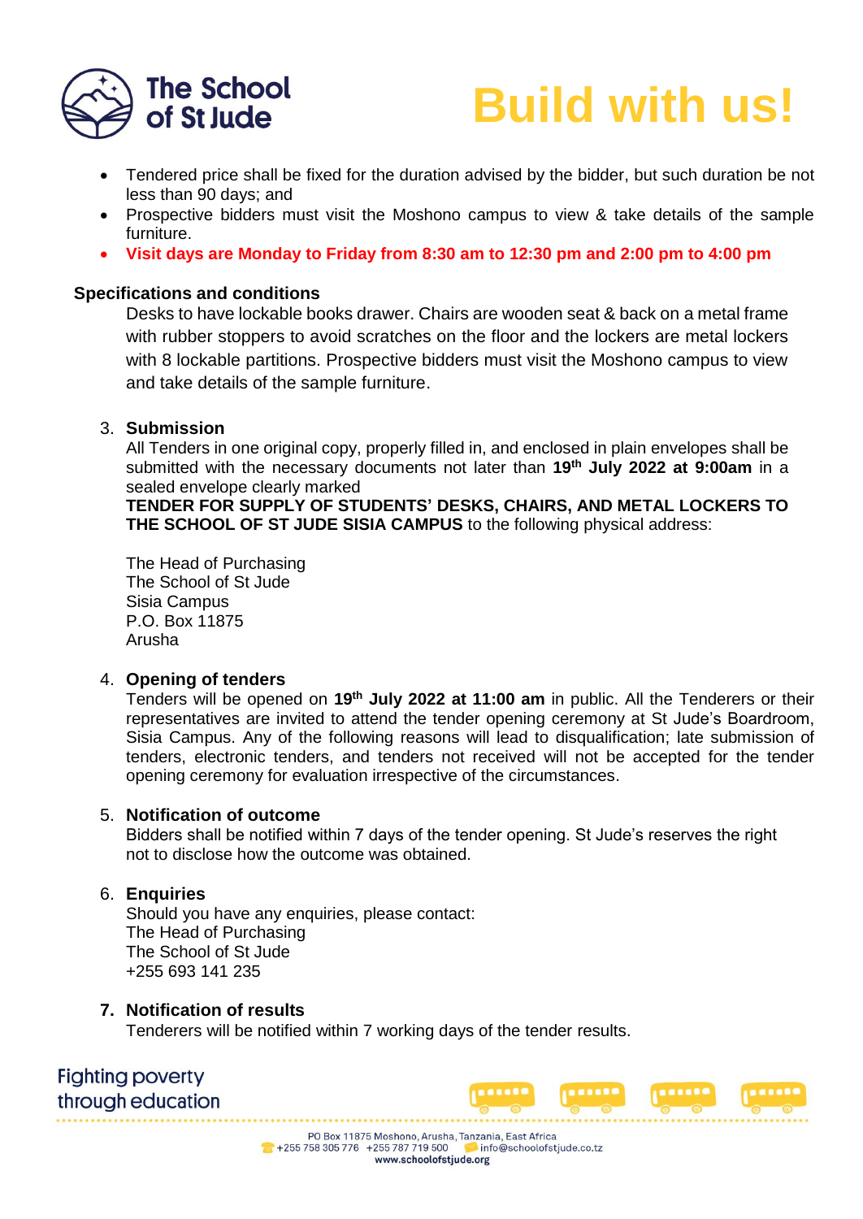- Tendered price shall be fixed for the duration advised by the bidder, but such duration be not less than 90 days; and
- Prospective bidders must visit the Moshono campus to view & take details of the sample furniture.
- **Visit days are Monday to Friday from 8:30 am to 12:30 pm and 2:00 pm to 4:00 pm**

**Specifications and conditions**

Desks to have lockable books drawer. Chairs are wooden seat & back on a metal frame with rubber stoppers to avoid scratches on the floor and the lockers are metal lockers with 8 lockable partitions. Prospective bidders must visit the Moshono campus to view and take details of the sample furniture.

3. **Submission**

All Tenders in one original copy, properly filled in, and enclosed in plain envelopes shall be submitted with the necessary documents not later than **19th July 2022 at 9:00am** in a sealed envelope clearly marked
**TENDER FOR SUPPLY OF STUDENTS' DESKS, CHAIRS, AND METAL LOCKERS TO THE SCHOOL OF ST JUDE SISIA CAMPUS** to the following physical address:

The Head of Purchasing
The School of St Jude
Sisia Campus
P.O. Box 11875
Arusha

4. **Opening of tenders**

Tenders will be opened on **19th July 2022 at 11:00 am** in public. All the Tenderers or their representatives are invited to attend the tender opening ceremony at St Jude's Boardroom, Sisia Campus. Any of the following reasons will lead to disqualification; late submission of tenders, electronic tenders, and tenders not received will not be accepted for the tender opening ceremony for evaluation irrespective of the circumstances.

5. **Notification of outcome**

Bidders shall be notified within 7 days of the tender opening. St Jude's reserves the right not to disclose how the outcome was obtained.

6. **Enquiries**

Should you have any enquiries, please contact:
The Head of Purchasing
The School of St Jude
+255 693 141 235

7. **Notification of results**

Tenderers will be notified within 7 working days of the tender results.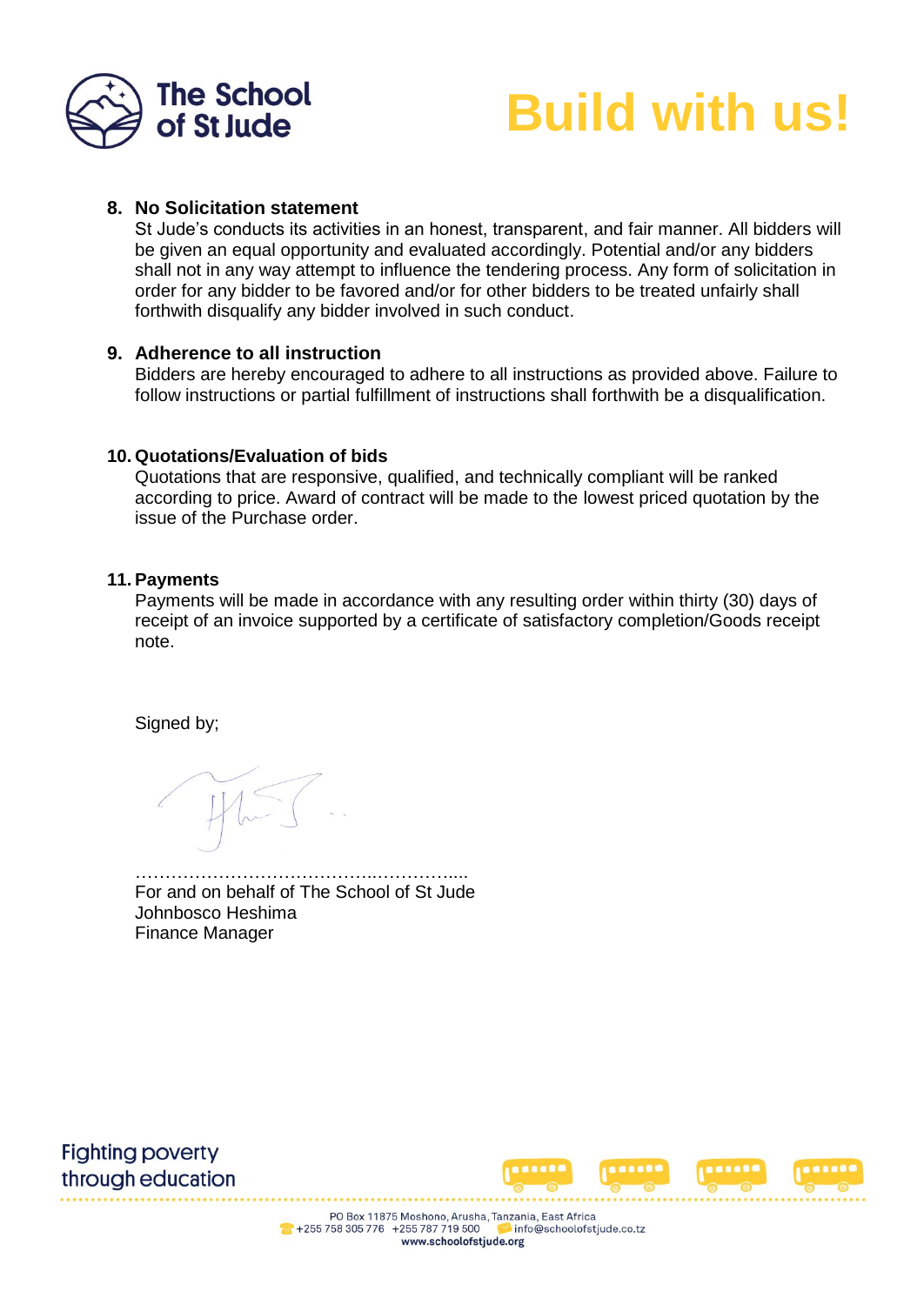## 8. No Solicitation statement

St Jude's conducts its activities in an honest, transparent, and fair manner. All bidders will be given an equal opportunity and evaluated accordingly. Potential and/or any bidders shall not in any way attempt to influence the tendering process. Any form of solicitation in order for any bidder to be favored and/or for other bidders to be treated unfairly shall forthwith disqualify any bidder involved in such conduct.

## 9. Adherence to all instruction

Bidders are hereby encouraged to adhere to all instructions as provided above. Failure to follow instructions or partial fulfillment of instructions shall forthwith be a disqualification.

## 10. Quotations/Evaluation of bids

Quotations that are responsive, qualified, and technically compliant will be ranked according to price. Award of contract will be made to the lowest priced quotation by the issue of the Purchase order.

## 11. Payments

Payments will be made in accordance with any resulting order within thirty (30) days of receipt of an invoice supported by a certificate of satisfactory completion/Goods receipt note.

Signed by;

…………………………………..……………....

For and on behalf of The School of St Jude

Johnbosco Heshima

Finance Manager